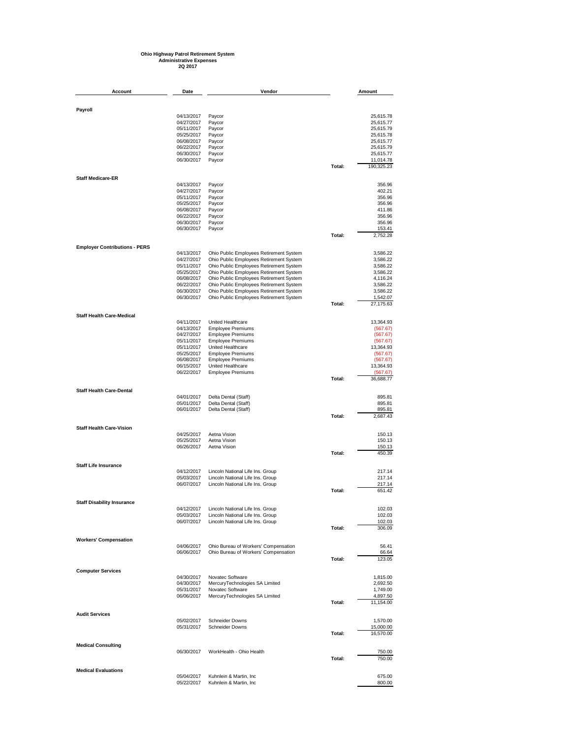**Ohio Highway Patrol Retirement System**
**Administrative Expenses**
**2Q 2017**

| Account | Date | Vendor | | Amount |
|---|---|---|---|---|
| **Payroll** | | | | |
| | 04/13/2017 | Paycor | | 25,615.78 |
| | 04/27/2017 | Paycor | | 25,615.77 |
| | 05/11/2017 | Paycor | | 25,615.79 |
| | 05/25/2017 | Paycor | | 25,615.78 |
| | 06/08/2017 | Paycor | | 25,615.77 |
| | 06/22/2017 | Paycor | | 25,615.79 |
| | 06/30/2017 | Paycor | | 25,615.77 |
| | 06/30/2017 | Paycor | | 11,014.78 |
| | | | Total: | 190,325.23 |
| **Staff Medicare-ER** | | | | |
| | 04/13/2017 | Paycor | | 356.96 |
| | 04/27/2017 | Paycor | | 402.21 |
| | 05/11/2017 | Paycor | | 356.96 |
| | 05/25/2017 | Paycor | | 356.96 |
| | 06/08/2017 | Paycor | | 411.86 |
| | 06/22/2017 | Paycor | | 356.96 |
| | 06/30/2017 | Paycor | | 356.96 |
| | 06/30/2017 | Paycor | | 153.41 |
| | | | Total: | 2,752.28 |
| **Employer Contributions - PERS** | | | | |
| | 04/13/2017 | Ohio Public Employees Retirement System | | 3,586.22 |
| | 04/27/2017 | Ohio Public Employees Retirement System | | 3,586.22 |
| | 05/11/2017 | Ohio Public Employees Retirement System | | 3,586.22 |
| | 05/25/2017 | Ohio Public Employees Retirement System | | 3,586.22 |
| | 06/08/2017 | Ohio Public Employees Retirement System | | 4,116.24 |
| | 06/22/2017 | Ohio Public Employees Retirement System | | 3,586.22 |
| | 06/30/2017 | Ohio Public Employees Retirement System | | 3,586.22 |
| | 06/30/2017 | Ohio Public Employees Retirement System | | 1,542.07 |
| | | | Total: | 27,175.63 |
| **Staff Health Care-Medical** | | | | |
| | 04/11/2017 | United Healthcare | | 13,364.93 |
| | 04/13/2017 | Employee Premiums | | (567.67) |
| | 04/27/2017 | Employee Premiums | | (567.67) |
| | 05/11/2017 | Employee Premiums | | (567.67) |
| | 05/11/2017 | United Healthcare | | 13,364.93 |
| | 05/25/2017 | Employee Premiums | | (567.67) |
| | 06/08/2017 | Employee Premiums | | (567.67) |
| | 06/15/2017 | United Healthcare | | 13,364.93 |
| | 06/22/2017 | Employee Premiums | | (567.67) |
| | | | Total: | 36,688.77 |
| **Staff Health Care-Dental** | | | | |
| | 04/01/2017 | Delta Dental (Staff) | | 895.81 |
| | 05/01/2017 | Delta Dental (Staff) | | 895.81 |
| | 06/01/2017 | Delta Dental (Staff) | | 895.81 |
| | | | Total: | 2,687.43 |
| **Staff Health Care-Vision** | | | | |
| | 04/25/2017 | Aetna Vision | | 150.13 |
| | 05/25/2017 | Aetna Vision | | 150.13 |
| | 06/26/2017 | Aetna Vision | | 150.13 |
| | | | Total: | 450.39 |
| **Staff Life Insurance** | | | | |
| | 04/12/2017 | Lincoln National Life Ins. Group | | 217.14 |
| | 05/03/2017 | Lincoln National Life Ins. Group | | 217.14 |
| | 06/07/2017 | Lincoln National Life Ins. Group | | 217.14 |
| | | | Total: | 651.42 |
| **Staff Disability Insurance** | | | | |
| | 04/12/2017 | Lincoln National Life Ins. Group | | 102.03 |
| | 05/03/2017 | Lincoln National Life Ins. Group | | 102.03 |
| | 06/07/2017 | Lincoln National Life Ins. Group | | 102.03 |
| | | | Total: | 306.09 |
| **Workers' Compensation** | | | | |
| | 04/06/2017 | Ohio Bureau of Workers' Compensation | | 56.41 |
| | 06/06/2017 | Ohio Bureau of Workers' Compensation | | 66.64 |
| | | | Total: | 123.05 |
| **Computer Services** | | | | |
| | 04/30/2017 | Novatec Software | | 1,815.00 |
| | 04/30/2017 | MercuryTechnologies SA Limited | | 2,692.50 |
| | 05/31/2017 | Novatec Software | | 1,749.00 |
| | 06/06/2017 | MercuryTechnologies SA Limited | | 4,897.50 |
| | | | Total: | 11,154.00 |
| **Audit Services** | | | | |
| | 05/02/2017 | Schneider Downs | | 1,570.00 |
| | 05/31/2017 | Schneider Downs | | 15,000.00 |
| | | | Total: | 16,570.00 |
| **Medical Consulting** | | | | |
| | 06/30/2017 | WorkHealth - Ohio Health | | 750.00 |
| | | | Total: | 750.00 |
| **Medical Evaluations** | | | | |
| | 05/04/2017 | Kuhnlein & Martin, Inc | | 675.00 |
| | 05/22/2017 | Kuhnlein & Martin, Inc | | 800.00 |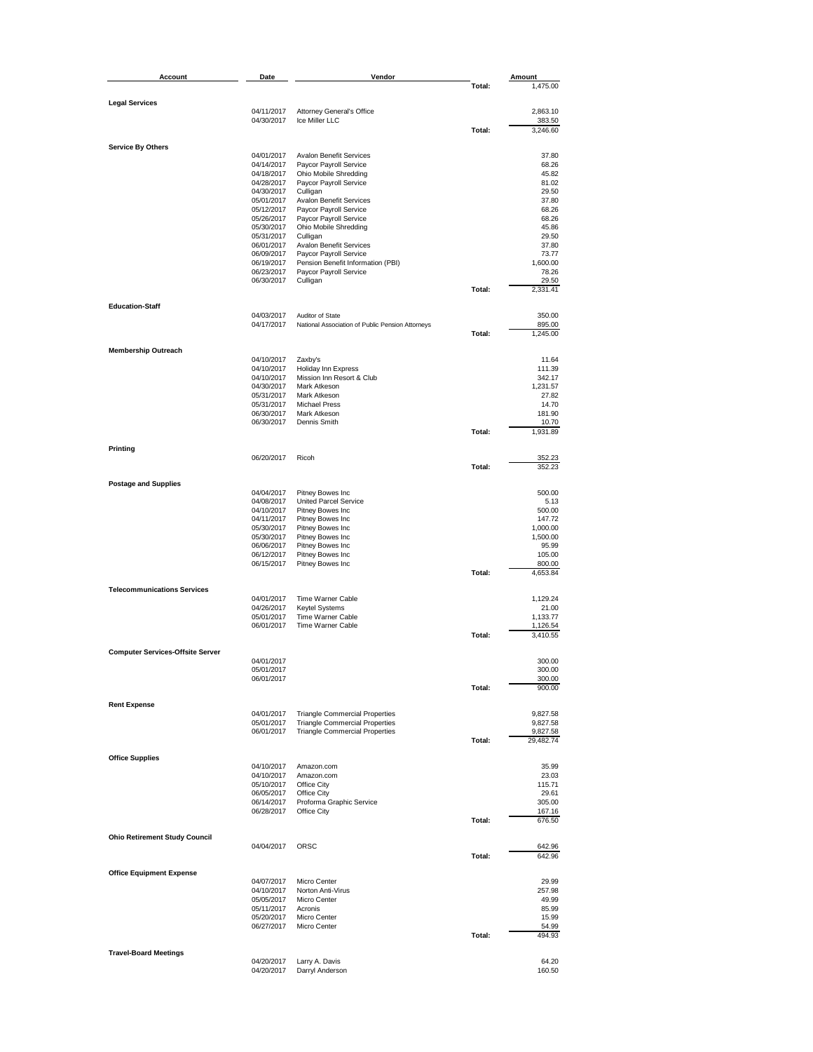| Account | Date | Vendor | | Amount |
|---|---|---|---|---|
| | | | Total: | 1,475.00 |
| **Legal Services** | | | | |
| | 04/11/2017 | Attorney General's Office | | 2,863.10 |
| | 04/30/2017 | Ice Miller LLC | | 383.50 |
| | | | Total: | 3,246.60 |
| **Service By Others** | | | | |
| | 04/01/2017 | Avalon Benefit Services | | 37.80 |
| | 04/14/2017 | Paycor Payroll Service | | 68.26 |
| | 04/18/2017 | Ohio Mobile Shredding | | 45.82 |
| | 04/28/2017 | Paycor Payroll Service | | 81.02 |
| | 04/30/2017 | Culligan | | 29.50 |
| | 05/01/2017 | Avalon Benefit Services | | 37.80 |
| | 05/12/2017 | Paycor Payroll Service | | 68.26 |
| | 05/26/2017 | Paycor Payroll Service | | 68.26 |
| | 05/30/2017 | Ohio Mobile Shredding | | 45.86 |
| | 05/31/2017 | Culligan | | 29.50 |
| | 06/01/2017 | Avalon Benefit Services | | 37.80 |
| | 06/09/2017 | Paycor Payroll Service | | 73.77 |
| | 06/19/2017 | Pension Benefit Information (PBI) | | 1,600.00 |
| | 06/23/2017 | Paycor Payroll Service | | 78.26 |
| | 06/30/2017 | Culligan | | 29.50 |
| | | | Total: | 2,331.41 |
| **Education-Staff** | | | | |
| | 04/03/2017 | Auditor of State | | 350.00 |
| | 04/17/2017 | National Association of Public Pension Attorneys | | 895.00 |
| | | | Total: | 1,245.00 |
| **Membership Outreach** | | | | |
| | 04/10/2017 | Zaxby's | | 11.64 |
| | 04/10/2017 | Holiday Inn Express | | 111.39 |
| | 04/10/2017 | Mission Inn Resort & Club | | 342.17 |
| | 04/30/2017 | Mark Atkeson | | 1,231.57 |
| | 05/31/2017 | Mark Atkeson | | 27.82 |
| | 05/31/2017 | Michael Press | | 14.70 |
| | 06/30/2017 | Mark Atkeson | | 181.90 |
| | 06/30/2017 | Dennis Smith | | 10.70 |
| | | | Total: | 1,931.89 |
| **Printing** | | | | |
| | 06/20/2017 | Ricoh | | 352.23 |
| | | | Total: | 352.23 |
| **Postage and Supplies** | | | | |
| | 04/04/2017 | Pitney Bowes Inc | | 500.00 |
| | 04/08/2017 | United Parcel Service | | 5.13 |
| | 04/10/2017 | Pitney Bowes Inc | | 500.00 |
| | 04/11/2017 | Pitney Bowes Inc | | 147.72 |
| | 05/30/2017 | Pitney Bowes Inc | | 1,000.00 |
| | 05/30/2017 | Pitney Bowes Inc | | 1,500.00 |
| | 06/06/2017 | Pitney Bowes Inc | | 95.99 |
| | 06/12/2017 | Pitney Bowes Inc | | 105.00 |
| | 06/15/2017 | Pitney Bowes Inc | | 800.00 |
| | | | Total: | 4,653.84 |
| **Telecommunications Services** | | | | |
| | 04/01/2017 | Time Warner Cable | | 1,129.24 |
| | 04/26/2017 | Keytel Systems | | 21.00 |
| | 05/01/2017 | Time Warner Cable | | 1,133.77 |
| | 06/01/2017 | Time Warner Cable | | 1,126.54 |
| | | | Total: | 3,410.55 |
| **Computer Services-Offsite Server** | | | | |
| | 04/01/2017 | | | 300.00 |
| | 05/01/2017 | | | 300.00 |
| | 06/01/2017 | | | 300.00 |
| | | | Total: | 900.00 |
| **Rent Expense** | | | | |
| | 04/01/2017 | Triangle Commercial Properties | | 9,827.58 |
| | 05/01/2017 | Triangle Commercial Properties | | 9,827.58 |
| | 06/01/2017 | Triangle Commercial Properties | | 9,827.58 |
| | | | Total: | 29,482.74 |
| **Office Supplies** | | | | |
| | 04/10/2017 | Amazon.com | | 35.99 |
| | 04/10/2017 | Amazon.com | | 23.03 |
| | 05/10/2017 | Office City | | 115.71 |
| | 06/05/2017 | Office City | | 29.61 |
| | 06/14/2017 | Proforma Graphic Service | | 305.00 |
| | 06/28/2017 | Office City | | 167.16 |
| | | | Total: | 676.50 |
| **Ohio Retirement Study Council** | | | | |
| | 04/04/2017 | ORSC | | 642.96 |
| | | | Total: | 642.96 |
| **Office Equipment Expense** | | | | |
| | 04/07/2017 | Micro Center | | 29.99 |
| | 04/10/2017 | Norton Anti-Virus | | 257.98 |
| | 05/05/2017 | Micro Center | | 49.99 |
| | 05/11/2017 | Acronis | | 85.99 |
| | 05/20/2017 | Micro Center | | 15.99 |
| | 06/27/2017 | Micro Center | | 54.99 |
| | | | Total: | 494.93 |
| **Travel-Board Meetings** | | | | |
| | 04/20/2017 | Larry A. Davis | | 64.20 |
| | 04/20/2017 | Darryl Anderson | | 160.50 |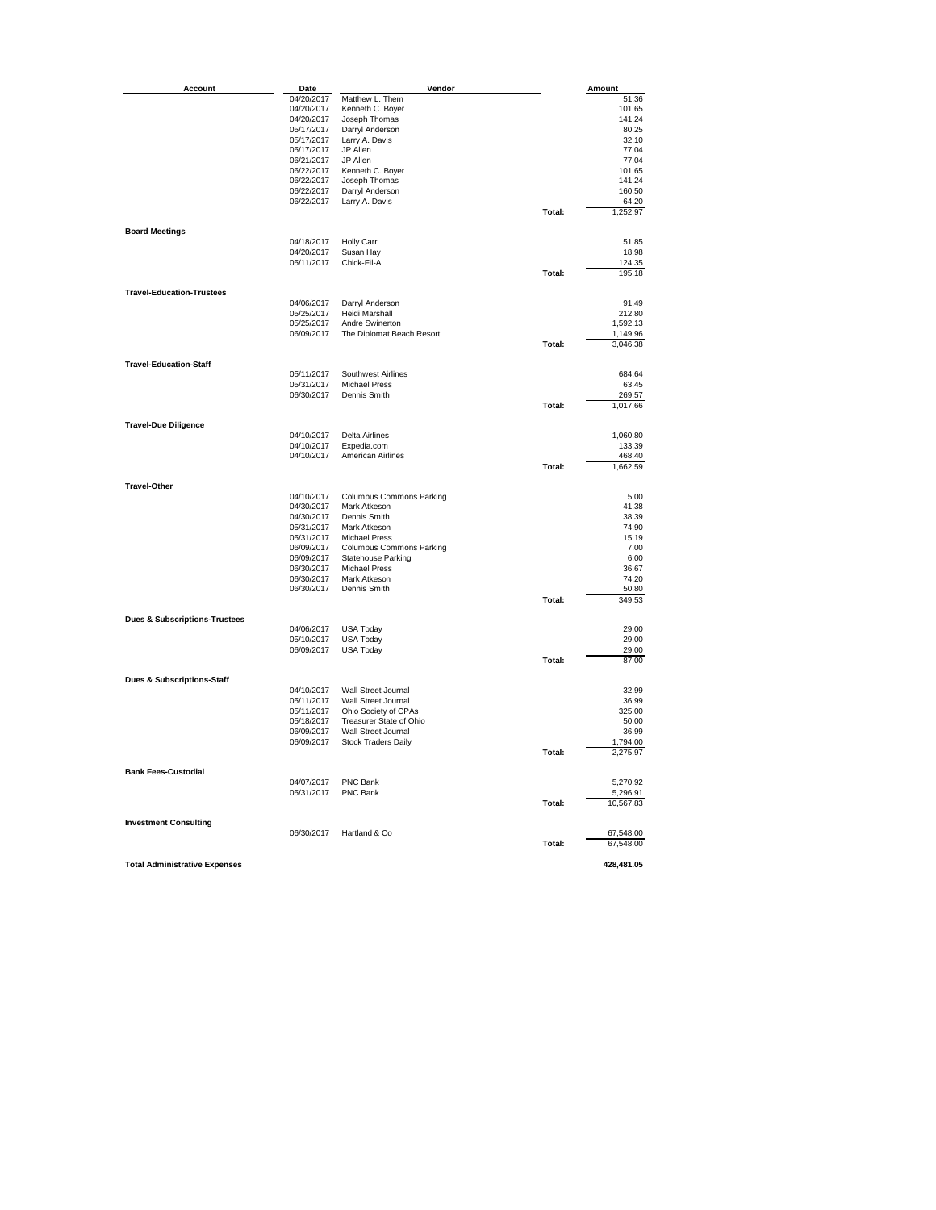| Account | Date | Vendor | | Amount |
|---|---|---|---|---|
| | 04/20/2017 | Matthew L. Them | | 51.36 |
| | 04/20/2017 | Kenneth C. Boyer | | 101.65 |
| | 04/20/2017 | Joseph Thomas | | 141.24 |
| | 05/17/2017 | Darryl Anderson | | 80.25 |
| | 05/17/2017 | Larry A. Davis | | 32.10 |
| | 05/17/2017 | JP Allen | | 77.04 |
| | 06/21/2017 | JP Allen | | 77.04 |
| | 06/22/2017 | Kenneth C. Boyer | | 101.65 |
| | 06/22/2017 | Joseph Thomas | | 141.24 |
| | 06/22/2017 | Darryl Anderson | | 160.50 |
| | 06/22/2017 | Larry A. Davis | | 64.20 |
| | | | **Total:** | 1,252.97 |
| **Board Meetings** | | | | |
| | 04/18/2017 | Holly Carr | | 51.85 |
| | 04/20/2017 | Susan Hay | | 18.98 |
| | 05/11/2017 | Chick-Fil-A | | 124.35 |
| | | | **Total:** | 195.18 |
| **Travel-Education-Trustees** | | | | |
| | 04/06/2017 | Darryl Anderson | | 91.49 |
| | 05/25/2017 | Heidi Marshall | | 212.80 |
| | 05/25/2017 | Andre Swinerton | | 1,592.13 |
| | 06/09/2017 | The Diplomat Beach Resort | | 1,149.96 |
| | | | **Total:** | 3,046.38 |
| **Travel-Education-Staff** | | | | |
| | 05/11/2017 | Southwest Airlines | | 684.64 |
| | 05/31/2017 | Michael Press | | 63.45 |
| | 06/30/2017 | Dennis Smith | | 269.57 |
| | | | **Total:** | 1,017.66 |
| **Travel-Due Diligence** | | | | |
| | 04/10/2017 | Delta Airlines | | 1,060.80 |
| | 04/10/2017 | Expedia.com | | 133.39 |
| | 04/10/2017 | American Airlines | | 468.40 |
| | | | **Total:** | 1,662.59 |
| **Travel-Other** | | | | |
| | 04/10/2017 | Columbus Commons Parking | | 5.00 |
| | 04/30/2017 | Mark Atkeson | | 41.38 |
| | 04/30/2017 | Dennis Smith | | 38.39 |
| | 05/31/2017 | Mark Atkeson | | 74.90 |
| | 05/31/2017 | Michael Press | | 15.19 |
| | 06/09/2017 | Columbus Commons Parking | | 7.00 |
| | 06/09/2017 | Statehouse Parking | | 6.00 |
| | 06/30/2017 | Michael Press | | 36.67 |
| | 06/30/2017 | Mark Atkeson | | 74.20 |
| | 06/30/2017 | Dennis Smith | | 50.80 |
| | | | **Total:** | 349.53 |
| **Dues & Subscriptions-Trustees** | | | | |
| | 04/06/2017 | USA Today | | 29.00 |
| | 05/10/2017 | USA Today | | 29.00 |
| | 06/09/2017 | USA Today | | 29.00 |
| | | | **Total:** | 87.00 |
| **Dues & Subscriptions-Staff** | | | | |
| | 04/10/2017 | Wall Street Journal | | 32.99 |
| | 05/11/2017 | Wall Street Journal | | 36.99 |
| | 05/11/2017 | Ohio Society of CPAs | | 325.00 |
| | 05/18/2017 | Treasurer State of Ohio | | 50.00 |
| | 06/09/2017 | Wall Street Journal | | 36.99 |
| | 06/09/2017 | Stock Traders Daily | | 1,794.00 |
| | | | **Total:** | 2,275.97 |
| **Bank Fees-Custodial** | | | | |
| | 04/07/2017 | PNC Bank | | 5,270.92 |
| | 05/31/2017 | PNC Bank | | 5,296.91 |
| | | | **Total:** | 10,567.83 |
| **Investment Consulting** | | | | |
| | 06/30/2017 | Hartland & Co | | 67,548.00 |
| | | | **Total:** | 67,548.00 |
| **Total Administrative Expenses** | | | | **428,481.05** |